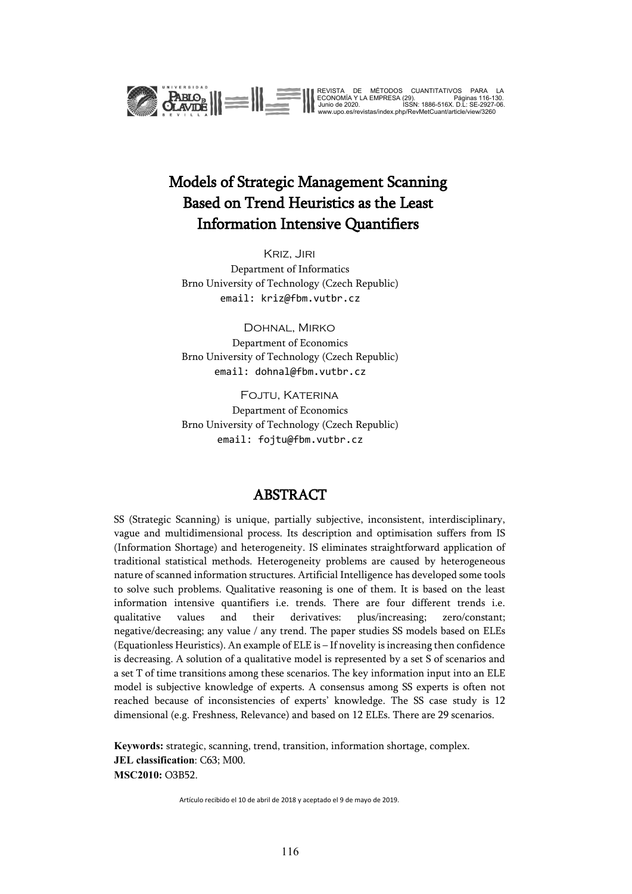# Models of Strategic Management Scanning Based on Trend Heuristics as the Least Information Intensive Quantifiers

KRIZ, JIRI
Department of Informatics
Brno University of Technology (Czech Republic)
email: kriz@fbm.vutbr.cz

DOHNAL, MIRKO
Department of Economics
Brno University of Technology (Czech Republic)
email: dohnal@fbm.vutbr.cz

FOJTU, KATERINA
Department of Economics
Brno University of Technology (Czech Republic)
email: fojtu@fbm.vutbr.cz

## ABSTRACT

SS (Strategic Scanning) is unique, partially subjective, inconsistent, interdisciplinary, vague and multidimensional process. Its description and optimisation suffers from IS (Information Shortage) and heterogeneity. IS eliminates straightforward application of traditional statistical methods. Heterogeneity problems are caused by heterogeneous nature of scanned information structures. Artificial Intelligence has developed some tools to solve such problems. Qualitative reasoning is one of them. It is based on the least information intensive quantifiers i.e. trends. There are four different trends i.e. qualitative values and their derivatives: plus/increasing; zero/constant; negative/decreasing; any value / any trend. The paper studies SS models based on ELEs (Equationless Heuristics). An example of ELE is – If novelity is increasing then confidence is decreasing. A solution of a qualitative model is represented by a set S of scenarios and a set T of time transitions among these scenarios. The key information input into an ELE model is subjective knowledge of experts. A consensus among SS experts is often not reached because of inconsistencies of experts' knowledge. The SS case study is 12 dimensional (e.g. Freshness, Relevance) and based on 12 ELEs. There are 29 scenarios.

**Keywords:** strategic, scanning, trend, transition, information shortage, complex.
**JEL classification**: C63; M00.
**MSC2010:** O3B52.

Artículo recibido el 10 de abril de 2018 y aceptado el 9 de mayo de 2019.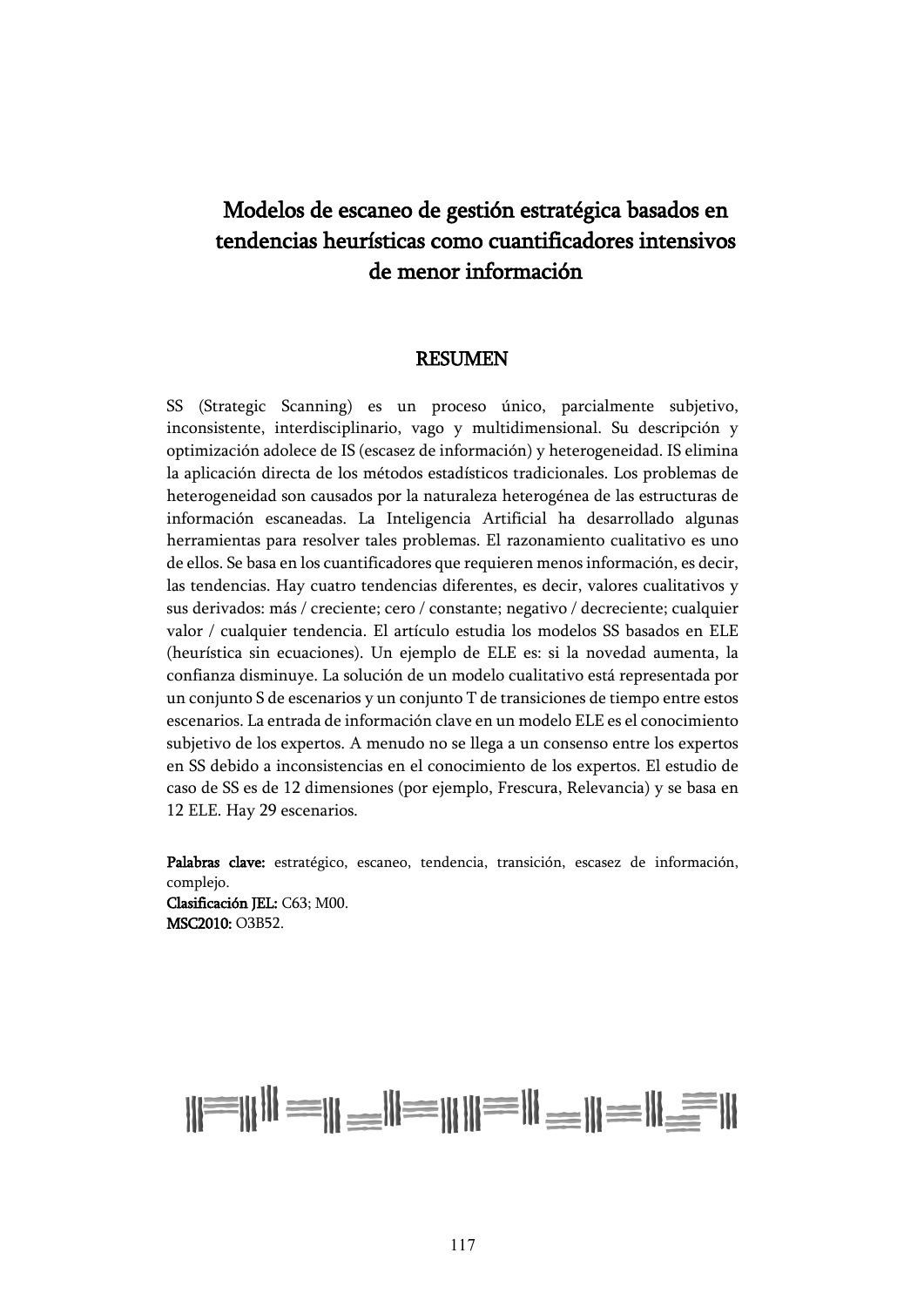# Modelos de escaneo de gestión estratégica basados en tendencias heurísticas como cuantificadores intensivos de menor información

## RESUMEN

SS (Strategic Scanning) es un proceso único, parcialmente subjetivo, inconsistente, interdisciplinario, vago y multidimensional. Su descripción y optimización adolece de IS (escasez de información) y heterogeneidad. IS elimina la aplicación directa de los métodos estadísticos tradicionales. Los problemas de heterogeneidad son causados por la naturaleza heterogénea de las estructuras de información escaneadas. La Inteligencia Artificial ha desarrollado algunas herramientas para resolver tales problemas. El razonamiento cualitativo es uno de ellos. Se basa en los cuantificadores que requieren menos información, es decir, las tendencias. Hay cuatro tendencias diferentes, es decir, valores cualitativos y sus derivados: más / creciente; cero / constante; negativo / decreciente; cualquier valor / cualquier tendencia. El artículo estudia los modelos SS basados en ELE (heurística sin ecuaciones). Un ejemplo de ELE es: si la novedad aumenta, la confianza disminuye. La solución de un modelo cualitativo está representada por un conjunto S de escenarios y un conjunto T de transiciones de tiempo entre estos escenarios. La entrada de información clave en un modelo ELE es el conocimiento subjetivo de los expertos. A menudo no se llega a un consenso entre los expertos en SS debido a inconsistencias en el conocimiento de los expertos. El estudio de caso de SS es de 12 dimensiones (por ejemplo, Frescura, Relevancia) y se basa en 12 ELE. Hay 29 escenarios.

**Palabras clave:** estratégico, escaneo, tendencia, transición, escasez de información, complejo.
**Clasificación JEL:** C63; M00.
**MSC2010:** O3B52.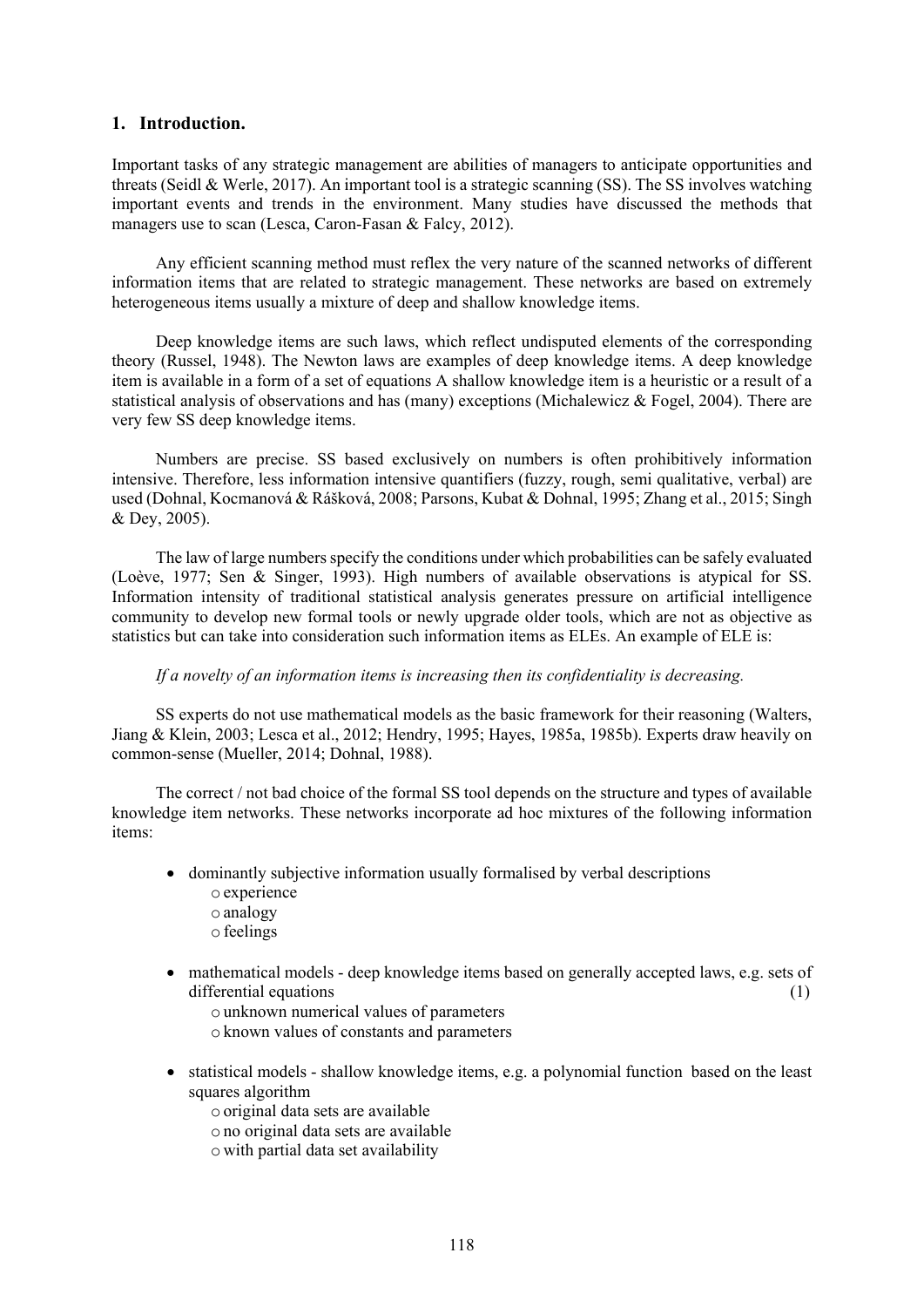## 1. Introduction.

Important tasks of any strategic management are abilities of managers to anticipate opportunities and threats (Seidl & Werle, 2017). An important tool is a strategic scanning (SS). The SS involves watching important events and trends in the environment. Many studies have discussed the methods that managers use to scan (Lesca, Caron-Fasan & Falcy, 2012).

Any efficient scanning method must reflex the very nature of the scanned networks of different information items that are related to strategic management. These networks are based on extremely heterogeneous items usually a mixture of deep and shallow knowledge items.

Deep knowledge items are such laws, which reflect undisputed elements of the corresponding theory (Russel, 1948). The Newton laws are examples of deep knowledge items. A deep knowledge item is available in a form of a set of equations A shallow knowledge item is a heuristic or a result of a statistical analysis of observations and has (many) exceptions (Michalewicz & Fogel, 2004). There are very few SS deep knowledge items.

Numbers are precise. SS based exclusively on numbers is often prohibitively information intensive. Therefore, less information intensive quantifiers (fuzzy, rough, semi qualitative, verbal) are used (Dohnal, Kocmanová & Rášková, 2008; Parsons, Kubat & Dohnal, 1995; Zhang et al., 2015; Singh & Dey, 2005).

The law of large numbers specify the conditions under which probabilities can be safely evaluated (Loève, 1977; Sen & Singer, 1993). High numbers of available observations is atypical for SS. Information intensity of traditional statistical analysis generates pressure on artificial intelligence community to develop new formal tools or newly upgrade older tools, which are not as objective as statistics but can take into consideration such information items as ELEs. An example of ELE is:

*If a novelty of an information items is increasing then its confidentiality is decreasing.*

SS experts do not use mathematical models as the basic framework for their reasoning (Walters, Jiang & Klein, 2003; Lesca et al., 2012; Hendry, 1995; Hayes, 1985a, 1985b). Experts draw heavily on common-sense (Mueller, 2014; Dohnal, 1988).

The correct / not bad choice of the formal SS tool depends on the structure and types of available knowledge item networks. These networks incorporate ad hoc mixtures of the following information items:

- dominantly subjective information usually formalised by verbal descriptions
  - experience
  - analogy
  - feelings
- mathematical models - deep knowledge items based on generally accepted laws, e.g. sets of differential equations (1)
  - unknown numerical values of parameters
  - known values of constants and parameters
- statistical models - shallow knowledge items, e.g. a polynomial function based on the least squares algorithm
  - original data sets are available
  - no original data sets are available
  - with partial data set availability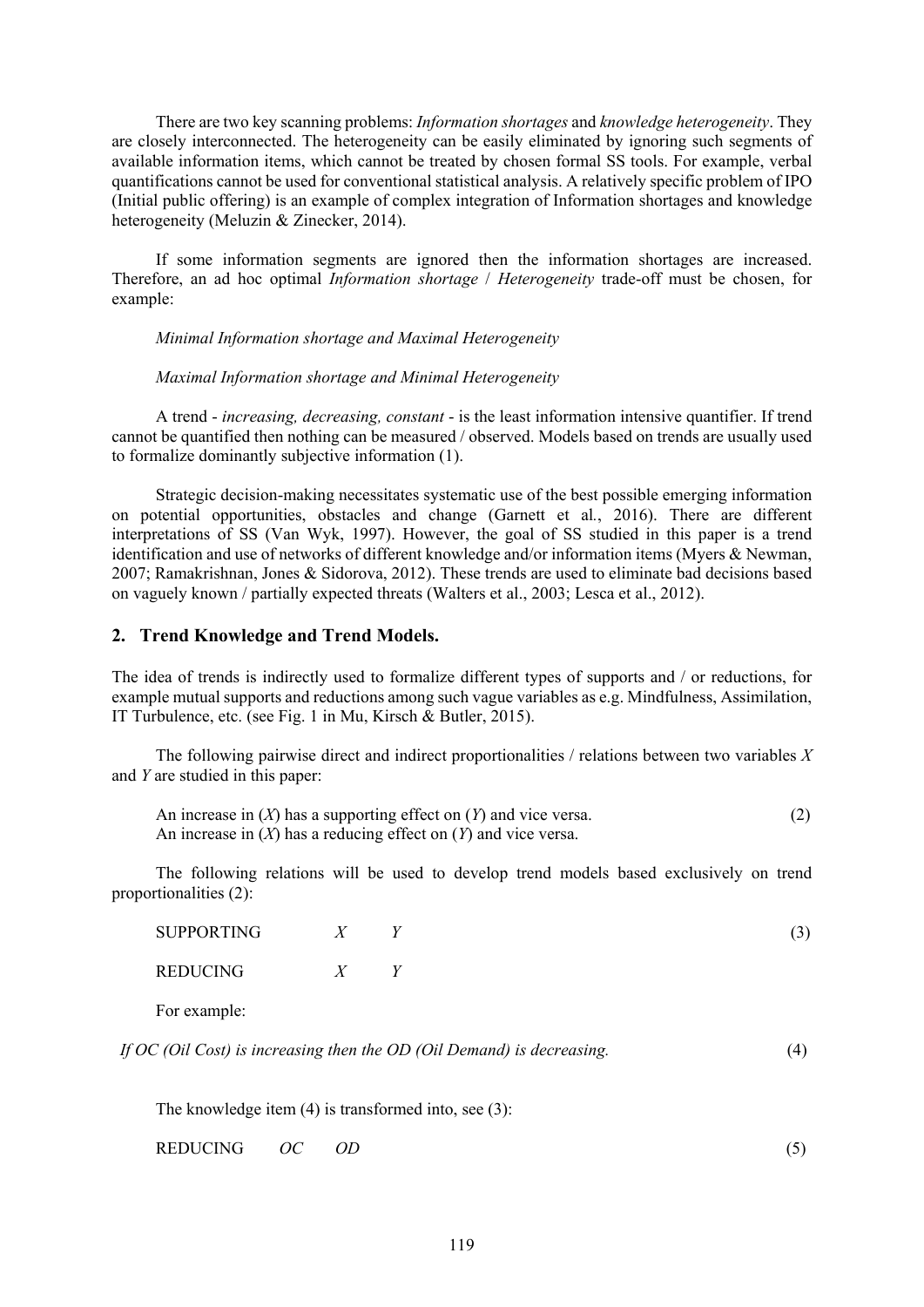There are two key scanning problems: *Information shortages* and *knowledge heterogeneity*. They are closely interconnected. The heterogeneity can be easily eliminated by ignoring such segments of available information items, which cannot be treated by chosen formal SS tools. For example, verbal quantifications cannot be used for conventional statistical analysis. A relatively specific problem of IPO (Initial public offering) is an example of complex integration of Information shortages and knowledge heterogeneity (Meluzin & Zinecker, 2014).

If some information segments are ignored then the information shortages are increased. Therefore, an ad hoc optimal *Information shortage* / *Heterogeneity* trade-off must be chosen, for example:

*Minimal Information shortage and Maximal Heterogeneity*

*Maximal Information shortage and Minimal Heterogeneity*

A trend - *increasing, decreasing, constant* - is the least information intensive quantifier. If trend cannot be quantified then nothing can be measured / observed. Models based on trends are usually used to formalize dominantly subjective information (1).

Strategic decision-making necessitates systematic use of the best possible emerging information on potential opportunities, obstacles and change (Garnett et al., 2016). There are different interpretations of SS (Van Wyk, 1997). However, the goal of SS studied in this paper is a trend identification and use of networks of different knowledge and/or information items (Myers & Newman, 2007; Ramakrishnan, Jones & Sidorova, 2012). These trends are used to eliminate bad decisions based on vaguely known / partially expected threats (Walters et al., 2003; Lesca et al., 2012).

## 2. Trend Knowledge and Trend Models.

The idea of trends is indirectly used to formalize different types of supports and / or reductions, for example mutual supports and reductions among such vague variables as e.g. Mindfulness, Assimilation, IT Turbulence, etc. (see Fig. 1 in Mu, Kirsch & Butler, 2015).

The following pairwise direct and indirect proportionalities / relations between two variables $X$ and $Y$ are studied in this paper:

An increase in ($X$) has a supporting effect on ($Y$) and vice versa. (2)
An increase in ($X$) has a reducing effect on ($Y$) and vice versa.

The following relations will be used to develop trend models based exclusively on trend proportionalities (2):

SUPPORTING $X$ $Y$ (3)

REDUCING $X$ $Y$

For example:

*If OC (Oil Cost) is increasing then the OD (Oil Demand) is decreasing.* (4)

The knowledge item (4) is transformed into, see (3):

REDUCING $OC$ $OD$ (5)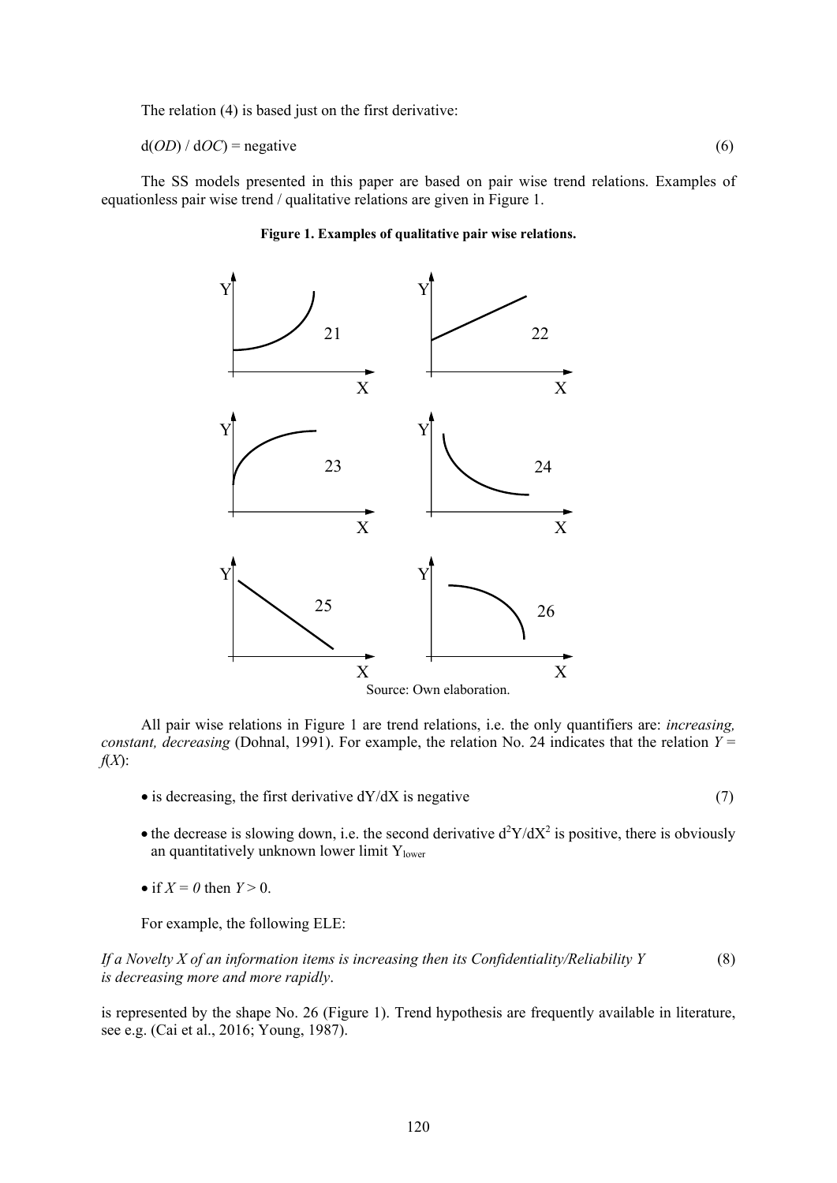The relation (4) is based just on the first derivative:

$$d(OD) / d(OC) = \text{negative} \tag{6}$$

The SS models presented in this paper are based on pair wise trend relations. Examples of equationless pair wise trend / qualitative relations are given in Figure 1.

**Figure 1. Examples of qualitative pair wise relations.**

Y
X
21

Y
X
22

Y
X
23

Y
X
24

Y
X
25

Y
X
26

Source: Own elaboration.

All pair wise relations in Figure 1 are trend relations, i.e. the only quantifiers are: *increasing, constant, decreasing* (Dohnal, 1991). For example, the relation No. 24 indicates that the relation $Y = f(X)$:

- is decreasing, the first derivative $dY/dX$ is negative (7)
- the decrease is slowing down, i.e. the second derivative $d^2Y/dX^2$ is positive, there is obviously an quantitatively unknown lower limit $Y_{lower}$
- if $X = 0$ then $Y > 0$.

For example, the following ELE:

*If a Novelty X of an information items is increasing then its Confidentiality/Reliability Y is decreasing more and more rapidly*. (8)

is represented by the shape No. 26 (Figure 1). Trend hypothesis are frequently available in literature, see e.g. (Cai et al., 2016; Young, 1987).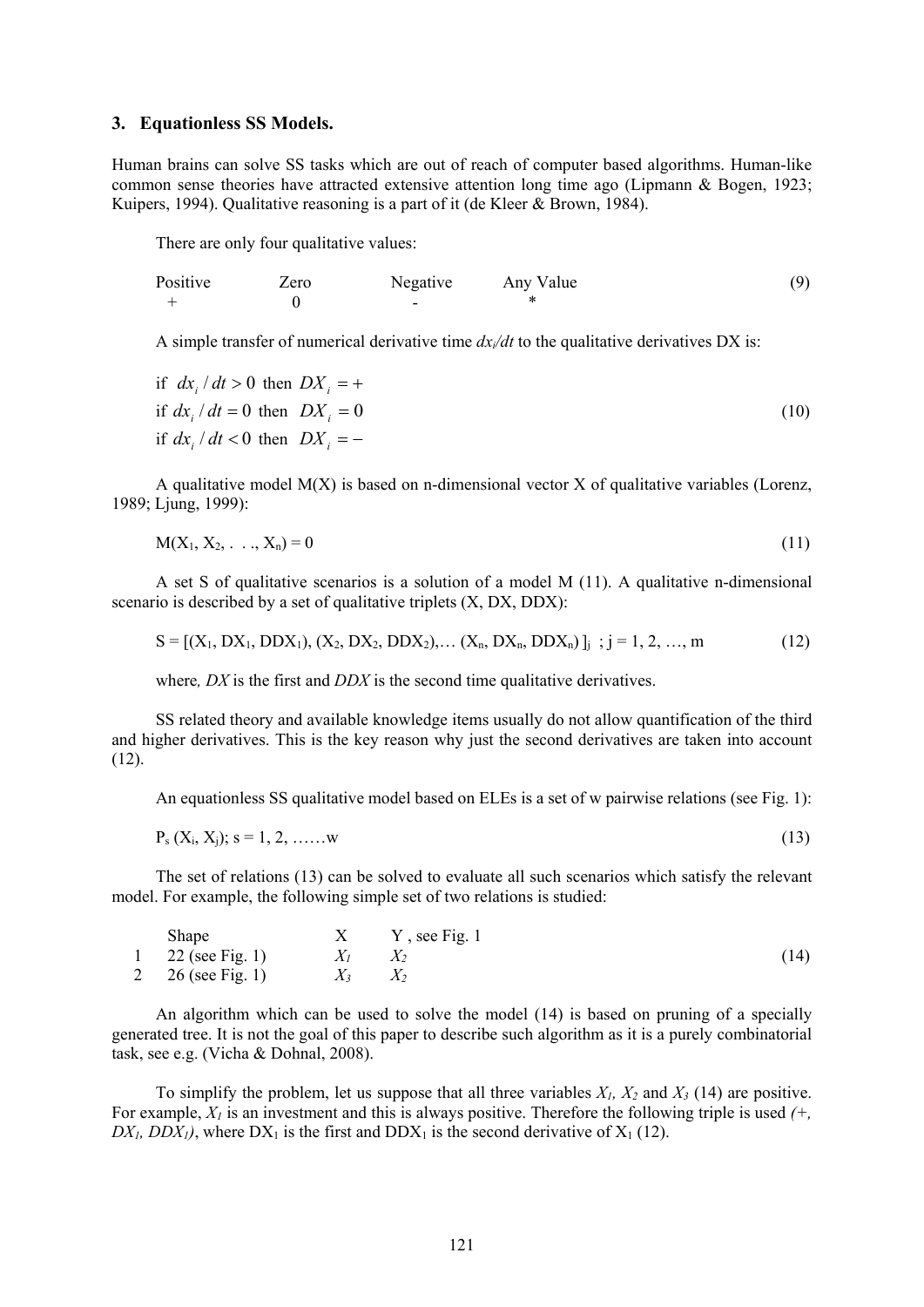## 3. Equationless SS Models.

Human brains can solve SS tasks which are out of reach of computer based algorithms. Human-like common sense theories have attracted extensive attention long time ago (Lipmann & Bogen, 1923; Kuipers, 1994). Qualitative reasoning is a part of it (de Kleer & Brown, 1984).

There are only four qualitative values:

| Positive | Zero | Negative | Any Value | (9) |
|---|---|---|---|---|
| + | 0 | - | * | |

A simple transfer of numerical derivative time $dx_i/dt$ to the qualitative derivatives DX is:

$$\begin{aligned} &\text{if } dx_i / dt > 0 \text{ then } DX_i = + \\ &\text{if } dx_i / dt = 0 \text{ then } DX_i = 0 \\ &\text{if } dx_i / dt < 0 \text{ then } DX_i = - \end{aligned} \tag{10}$$

A qualitative model M(X) is based on n-dimensional vector X of qualitative variables (Lorenz, 1989; Ljung, 1999):

$$M(X_1, X_2, \ldots, X_n) = 0 \tag{11}$$

A set S of qualitative scenarios is a solution of a model M (11). A qualitative n-dimensional scenario is described by a set of qualitative triplets (X, DX, DDX):

$$S = [(X_1, DX_1, DDX_1), (X_2, DX_2, DDX_2), \ldots (X_n, DX_n, DDX_n)]_j \;\; ; j = 1, 2, \ldots, m \tag{12}$$

where*, DX* is the first and *DDX* is the second time qualitative derivatives.

SS related theory and available knowledge items usually do not allow quantification of the third and higher derivatives. This is the key reason why just the second derivatives are taken into account (12).

An equationless SS qualitative model based on ELEs is a set of w pairwise relations (see Fig. 1):

$$P_s (X_i, X_j); \; s = 1, 2, \ldots\ldots w \tag{13}$$

The set of relations (13) can be solved to evaluate all such scenarios which satisfy the relevant model. For example, the following simple set of two relations is studied:

| | Shape | X | Y , see Fig. 1 | |
|---|---|---|---|---|
| 1 | 22 (see Fig. 1) | $X_1$ | $X_2$ | (14) |
| 2 | 26 (see Fig. 1) | $X_3$ | $X_2$ | |

An algorithm which can be used to solve the model (14) is based on pruning of a specially generated tree. It is not the goal of this paper to describe such algorithm as it is a purely combinatorial task, see e.g. (Vicha & Dohnal, 2008).

To simplify the problem, let us suppose that all three variables $X_1$, $X_2$ and $X_3$ (14) are positive. For example, $X_1$ is an investment and this is always positive. Therefore the following triple is used *(+,* $DX_1$*,* $DDX_1$*)*, where $DX_1$ is the first and $DDX_1$ is the second derivative of $X_1$ (12).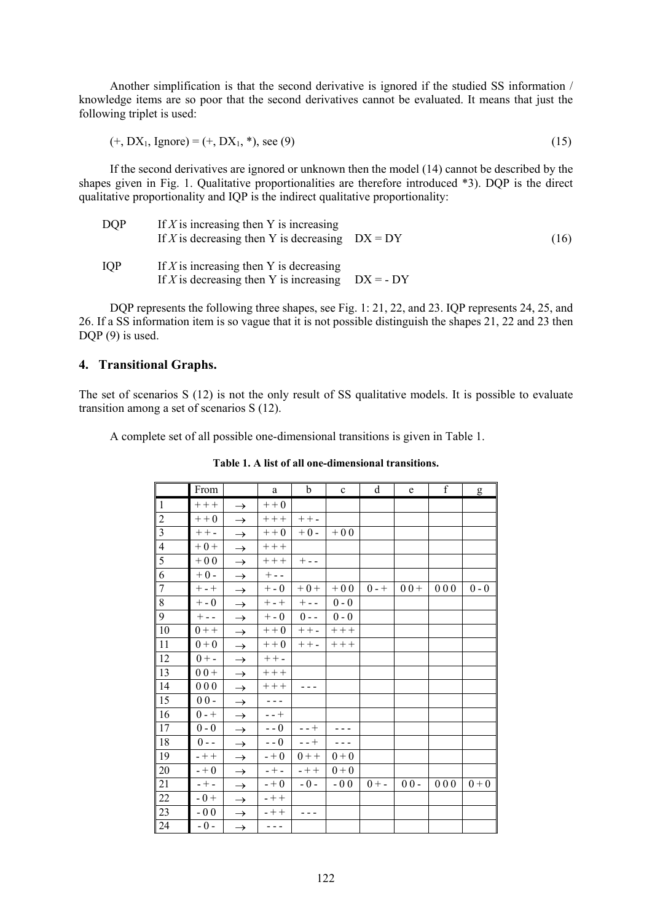Another simplification is that the second derivative is ignored if the studied SS information / knowledge items are so poor that the second derivatives cannot be evaluated. It means that just the following triplet is used:

$$(+, DX_1, \text{Ignore}) = (+, DX_1, *), \text{ see (9)} \tag{15}$$

If the second derivatives are ignored or unknown then the model (14) cannot be described by the shapes given in Fig. 1. Qualitative proportionalities are therefore introduced *3). DQP is the direct qualitative proportionality and IQP is the indirect qualitative proportionality:

DQP  If *X* is increasing then Y is increasing
  If *X* is decreasing then Y is decreasing  DX = DY  (16)

IQP  If *X* is increasing then Y is decreasing
  If *X* is decreasing then Y is increasing  DX = - DY

DQP represents the following three shapes, see Fig. 1: 21, 22, and 23. IQP represents 24, 25, and 26. If a SS information item is so vague that it is not possible distinguish the shapes 21, 22 and 23 then DQP (9) is used.

## 4. Transitional Graphs.

The set of scenarios S (12) is not the only result of SS qualitative models. It is possible to evaluate transition among a set of scenarios S (12).

A complete set of all possible one-dimensional transitions is given in Table 1.

**Table 1. A list of all one-dimensional transitions.**

| | From | | a | b | c | d | e | f | g |
|---|---|---|---|---|---|---|---|---|---|
| 1 | + + + | → | + + 0 | | | | | | |
| 2 | + + 0 | → | + + + | + + - | | | | | |
| 3 | + + - | → | + + 0 | + 0 - | + 0 0 | | | | |
| 4 | + 0 + | → | + + + | | | | | | |
| 5 | + 0 0 | → | + + + | + - - | | | | | |
| 6 | + 0 - | → | + - - | | | | | | |
| 7 | + - + | → | + - 0 | + 0 + | + 0 0 | 0 - + | 0 0 + | 0 0 0 | 0 - 0 |
| 8 | + - 0 | → | + - + | + - - | 0 - 0 | | | | |
| 9 | + - - | → | + - 0 | 0 - - | 0 - 0 | | | | |
| 10 | 0 + + | → | + + 0 | + + - | + + + | | | | |
| 11 | 0 + 0 | → | + + 0 | + + - | + + + | | | | |
| 12 | 0 + - | → | + + - | | | | | | |
| 13 | 0 0 + | → | + + + | | | | | | |
| 14 | 0 0 0 | → | + + + | - - - | | | | | |
| 15 | 0 0 - | → | - - - | | | | | | |
| 16 | 0 - + | → | - - + | | | | | | |
| 17 | 0 - 0 | → | - - 0 | - - + | - - - | | | | |
| 18 | 0 - - | → | - - 0 | - - + | - - - | | | | |
| 19 | - + + | → | - + 0 | 0 + + | 0 + 0 | | | | |
| 20 | - + 0 | → | - + - | - + + | 0 + 0 | | | | |
| 21 | - + - | → | - + 0 | - 0 - | - 0 0 | 0 + - | 0 0 - | 0 0 0 | 0 + 0 |
| 22 | - 0 + | → | - + + | | | | | | |
| 23 | - 0 0 | → | - + + | - - - | | | | | |
| 24 | - 0 - | → | - - - | | | | | | |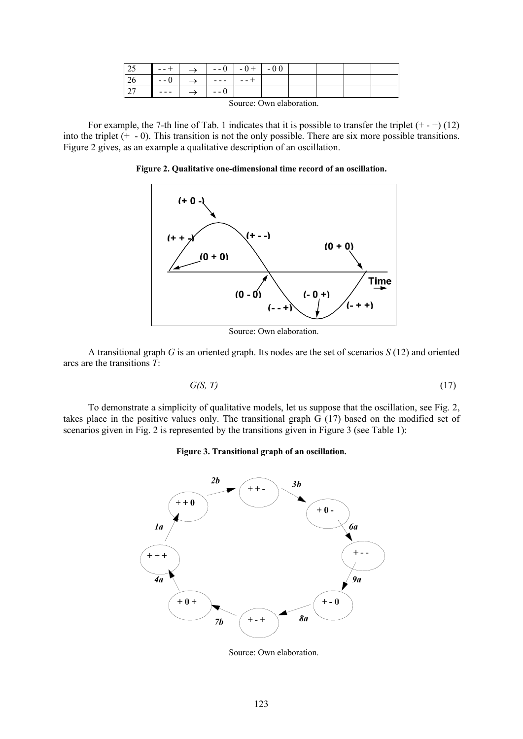| 25 | - - + | → | - - 0 | - 0 + | - 0 0 | | | | |
|---|---|---|---|---|---|---|---|---|---|
| 26 | - - 0 | → | - - - | - - + | | | | | |
| 27 | - - - | → | - - 0 | | | | | | |

Source: Own elaboration.

For example, the 7-th line of Tab. 1 indicates that it is possible to transfer the triplet (+ - +) (12) into the triplet (+ - 0). This transition is not the only possible. There are six more possible transitions. Figure 2 gives, as an example a qualitative description of an oscillation.

**Figure 2. Qualitative one-dimensional time record of an oscillation.**

Source: Own elaboration.

A transitional graph *G* is an oriented graph. Its nodes are the set of scenarios *S* (12) and oriented arcs are the transitions *T*:

$$G(S, T) \tag{17}$$

To demonstrate a simplicity of qualitative models, let us suppose that the oscillation, see Fig. 2, takes place in the positive values only. The transitional graph G (17) based on the modified set of scenarios given in Fig. 2 is represented by the transitions given in Figure 3 (see Table 1):

**Figure 3. Transitional graph of an oscillation.**

Source: Own elaboration.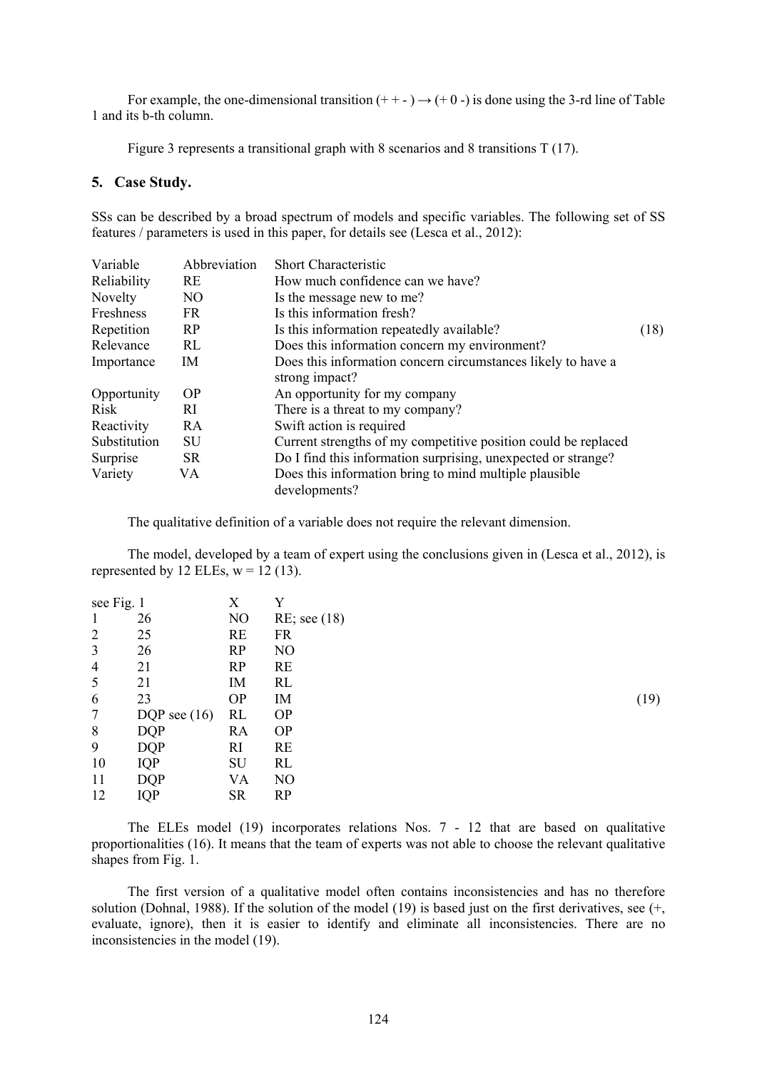For example, the one-dimensional transition $(+ + -) \rightarrow (+ 0 -)$ is done using the 3-rd line of Table 1 and its b-th column.

Figure 3 represents a transitional graph with 8 scenarios and 8 transitions T (17).

## 5. Case Study.

SSs can be described by a broad spectrum of models and specific variables. The following set of SS features / parameters is used in this paper, for details see (Lesca et al., 2012):

| Variable | Abbreviation | Short Characteristic | |
|---|---|---|---|
| Reliability | RE | How much confidence can we have? | |
| Novelty | NO | Is the message new to me? | |
| Freshness | FR | Is this information fresh? | |
| Repetition | RP | Is this information repeatedly available? | (18) |
| Relevance | RL | Does this information concern my environment? | |
| Importance | IM | Does this information concern circumstances likely to have a strong impact? | |
| Opportunity | OP | An opportunity for my company | |
| Risk | RI | There is a threat to my company? | |
| Reactivity | RA | Swift action is required | |
| Substitution | SU | Current strengths of my competitive position could be replaced | |
| Surprise | SR | Do I find this information surprising, unexpected or strange? | |
| Variety | VA | Does this information bring to mind multiple plausible developments? | |

The qualitative definition of a variable does not require the relevant dimension.

The model, developed by a team of expert using the conclusions given in (Lesca et al., 2012), is represented by 12 ELEs, w = 12 (13).

| see Fig. 1 | | X | Y | |
|---|---|---|---|---|
| 1 | 26 | NO | RE; see (18) | |
| 2 | 25 | RE | FR | |
| 3 | 26 | RP | NO | |
| 4 | 21 | RP | RE | |
| 5 | 21 | IM | RL | |
| 6 | 23 | OP | IM | (19) |
| 7 | DQP see (16) | RL | OP | |
| 8 | DQP | RA | OP | |
| 9 | DQP | RI | RE | |
| 10 | IQP | SU | RL | |
| 11 | DQP | VA | NO | |
| 12 | IQP | SR | RP | |

The ELEs model (19) incorporates relations Nos. 7 - 12 that are based on qualitative proportionalities (16). It means that the team of experts was not able to choose the relevant qualitative shapes from Fig. 1.

The first version of a qualitative model often contains inconsistencies and has no therefore solution (Dohnal, 1988). If the solution of the model (19) is based just on the first derivatives, see (+, evaluate, ignore), then it is easier to identify and eliminate all inconsistencies. There are no inconsistencies in the model (19).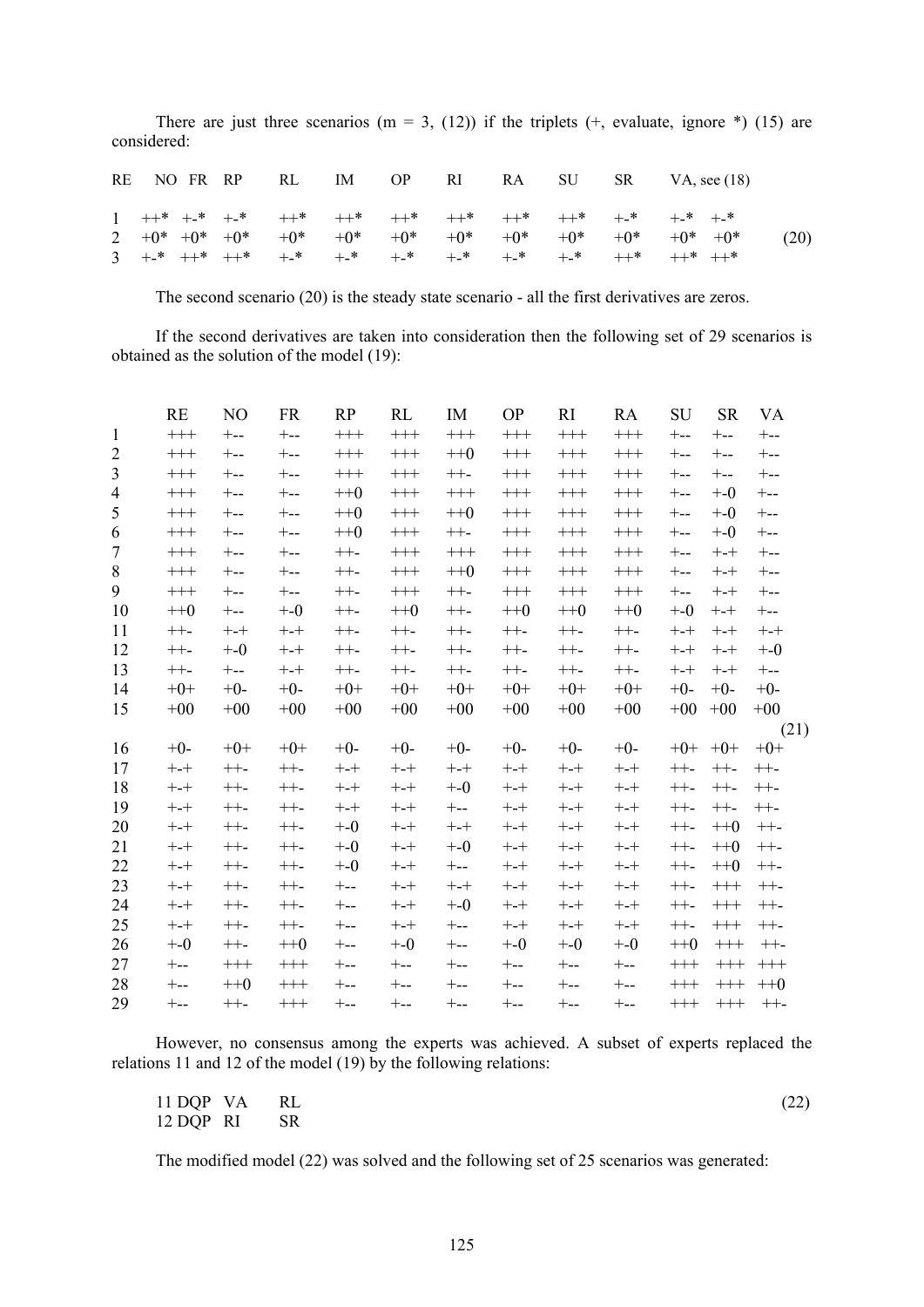There are just three scenarios (m = 3, (12)) if the triplets (+, evaluate, ignore *) (15) are considered:

| RE | NO | FR | RP | RL | IM | OP | RI | RA | SU | SR | VA, see (18) |
|---|---|---|---|---|---|---|---|---|---|---|---|
| 1 | ++* | +-* | +-* | ++* | ++* | ++* | ++* | ++* | ++* | +-* | +-* +-* |
| 2 | +0* | +0* | +0* | +0* | +0* | +0* | +0* | +0* | +0* | +0* | +0* +0* |
| 3 | +-* | ++* | ++* | +-* | +-* | +-* | +-* | +-* | +-* | ++* | ++* ++* |

(20)

The second scenario (20) is the steady state scenario - all the first derivatives are zeros.

If the second derivatives are taken into consideration then the following set of 29 scenarios is obtained as the solution of the model (19):

| | RE | NO | FR | RP | RL | IM | OP | RI | RA | SU | SR | VA |
|---|---|---|---|---|---|---|---|---|---|---|---|---|
| 1 | +++ | +-- | +-- | +++ | +++ | +++ | +++ | +++ | +++ | +-- | +-- | +-- |
| 2 | +++ | +-- | +-- | +++ | +++ | ++0 | +++ | +++ | +++ | +-- | +-- | +-- |
| 3 | +++ | +-- | +-- | +++ | +++ | ++- | +++ | +++ | +++ | +-- | +-- | +-- |
| 4 | +++ | +-- | +-- | ++0 | +++ | +++ | +++ | +++ | +++ | +-- | +-0 | +-- |
| 5 | +++ | +-- | +-- | ++0 | +++ | ++0 | +++ | +++ | +++ | +-- | +-0 | +-- |
| 6 | +++ | +-- | +-- | ++0 | +++ | ++- | +++ | +++ | +++ | +-- | +-0 | +-- |
| 7 | +++ | +-- | +-- | ++- | +++ | +++ | +++ | +++ | +++ | +-- | +-+ | +-- |
| 8 | +++ | +-- | +-- | ++- | +++ | ++0 | +++ | +++ | +++ | +-- | +-+ | +-- |
| 9 | +++ | +-- | +-- | ++- | +++ | ++- | +++ | +++ | +++ | +-- | +-+ | +-- |
| 10 | ++0 | +-- | +-0 | ++- | ++0 | ++- | ++0 | ++0 | ++0 | +-0 | +-+ | +-- |
| 11 | ++- | +-+ | +-+ | ++- | ++- | ++- | ++- | ++- | ++- | +-+ | +-+ | +-+ |
| 12 | ++- | +-0 | +-+ | ++- | ++- | ++- | ++- | ++- | ++- | +-+ | +-+ | +-0 |
| 13 | ++- | +-- | +-+ | ++- | ++- | ++- | ++- | ++- | ++- | +-+ | +-+ | +-- |
| 14 | +0+ | +0- | +0- | +0+ | +0+ | +0+ | +0+ | +0+ | +0+ | +0- | +0- | +0- |
| 15 | +00 | +00 | +00 | +00 | +00 | +00 | +00 | +00 | +00 | +00 | +00 | +00 |
| 16 | +0- | +0+ | +0+ | +0- | +0- | +0- | +0- | +0- | +0- | +0+ | +0+ | +0+ |
| 17 | +-+ | ++- | ++- | +-+ | +-+ | +-+ | +-+ | +-+ | +-+ | ++- | ++- | ++- |
| 18 | +-+ | ++- | ++- | +-+ | +-+ | +-0 | +-+ | +-+ | +-+ | ++- | ++- | ++- |
| 19 | +-+ | ++- | ++- | +-+ | +-+ | +-- | +-+ | +-+ | +-+ | ++- | ++- | ++- |
| 20 | +-+ | ++- | ++- | +-0 | +-+ | +-+ | +-+ | +-+ | +-+ | ++- | ++0 | ++- |
| 21 | +-+ | ++- | ++- | +-0 | +-+ | +-0 | +-+ | +-+ | +-+ | ++- | ++0 | ++- |
| 22 | +-+ | ++- | ++- | +-0 | +-+ | +-- | +-+ | +-+ | +-+ | ++- | ++0 | ++- |
| 23 | +-+ | ++- | ++- | +-- | +-+ | +-+ | +-+ | +-+ | +-+ | ++- | +++ | ++- |
| 24 | +-+ | ++- | ++- | +-- | +-+ | +-0 | +-+ | +-+ | +-+ | ++- | +++ | ++- |
| 25 | +-+ | ++- | ++- | +-- | +-+ | +-- | +-+ | +-+ | +-+ | ++- | +++ | ++- |
| 26 | +-0 | ++- | ++0 | +-- | +-0 | +-- | +-0 | +-0 | +-0 | ++0 | +++ | ++- |
| 27 | +-- | +++ | +++ | +-- | +-- | +-- | +-- | +-- | +-- | +++ | +++ | +++ |
| 28 | +-- | ++0 | +++ | +-- | +-- | +-- | +-- | +-- | +-- | +++ | +++ | ++0 |
| 29 | +-- | ++- | +++ | +-- | +-- | +-- | +-- | +-- | +-- | +++ | +++ | ++- |

(21)

However, no consensus among the experts was achieved. A subset of experts replaced the relations 11 and 12 of the model (19) by the following relations:

```
11 DQP  VA    RL
12 DQP  RI    SR
```

(22)

The modified model (22) was solved and the following set of 25 scenarios was generated: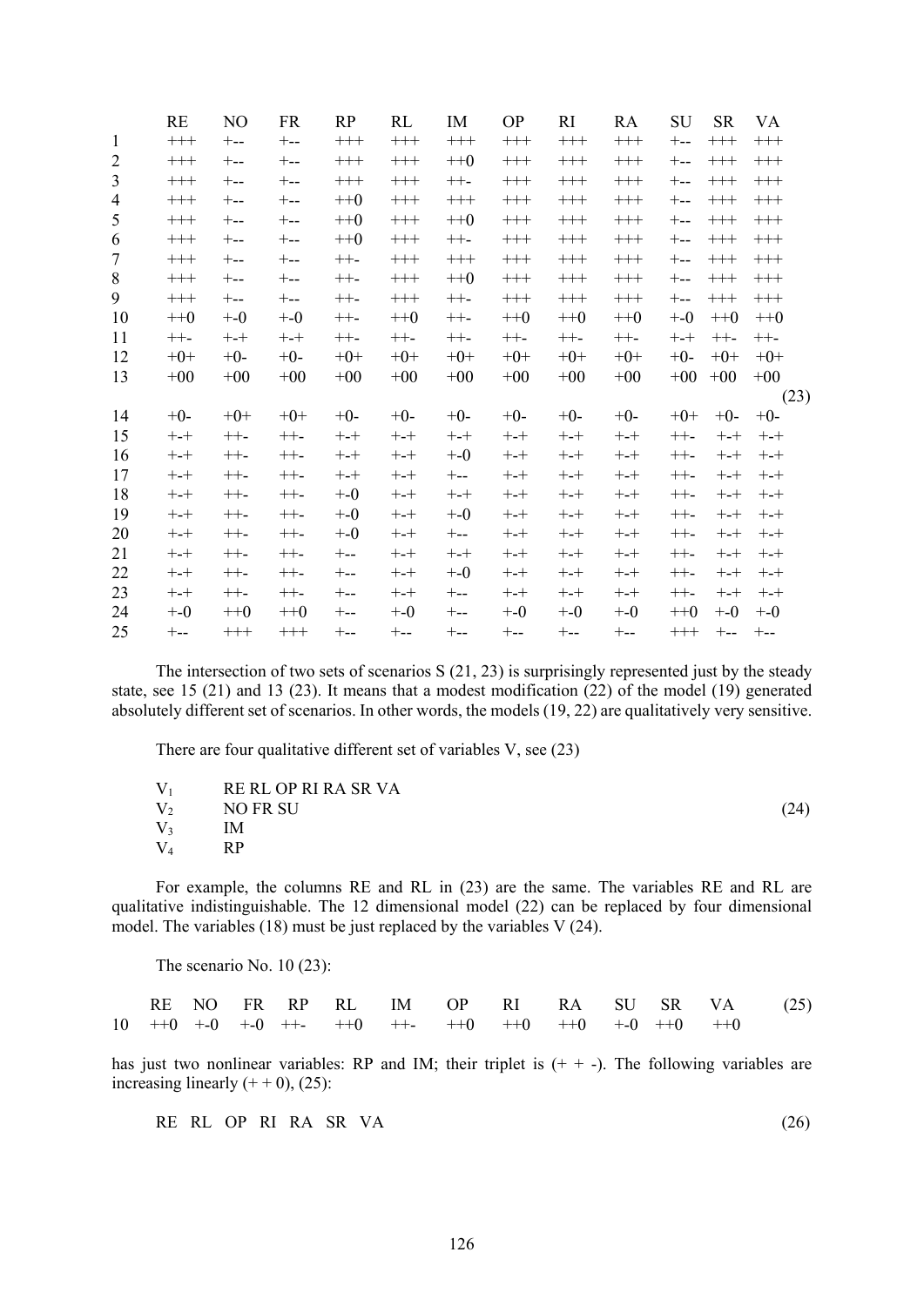| | RE | NO | FR | RP | RL | IM | OP | RI | RA | SU | SR | VA |
|---|---|---|---|---|---|---|---|---|---|---|---|---|
| 1 | +++ | +-- | +-- | +++ | +++ | +++ | +++ | +++ | +++ | +-- | +++ | +++ |
| 2 | +++ | +-- | +-- | +++ | +++ | ++0 | +++ | +++ | +++ | +-- | +++ | +++ |
| 3 | +++ | +-- | +-- | +++ | +++ | ++- | +++ | +++ | +++ | +-- | +++ | +++ |
| 4 | +++ | +-- | +-- | ++0 | +++ | +++ | +++ | +++ | +++ | +-- | +++ | +++ |
| 5 | +++ | +-- | +-- | ++0 | +++ | ++0 | +++ | +++ | +++ | +-- | +++ | +++ |
| 6 | +++ | +-- | +-- | ++0 | +++ | ++- | +++ | +++ | +++ | +-- | +++ | +++ |
| 7 | +++ | +-- | +-- | ++- | +++ | +++ | +++ | +++ | +++ | +-- | +++ | +++ |
| 8 | +++ | +-- | +-- | ++- | +++ | ++0 | +++ | +++ | +++ | +-- | +++ | +++ |
| 9 | +++ | +-- | +-- | ++- | +++ | ++- | +++ | +++ | +++ | +-- | +++ | +++ |
| 10 | ++0 | +-0 | +-0 | ++- | ++0 | ++- | ++0 | ++0 | ++0 | +-0 | ++0 | ++0 |
| 11 | ++- | +-+ | +-+ | ++- | ++- | ++- | ++- | ++- | ++- | +-+ | ++- | ++- |
| 12 | +0+ | +0- | +0- | +0+ | +0+ | +0+ | +0+ | +0+ | +0+ | +0- | +0+ | +0+ |
| 13 | +00 | +00 | +00 | +00 | +00 | +00 | +00 | +00 | +00 | +00 | +00 | +00 |
| 14 | +0- | +0+ | +0+ | +0- | +0- | +0- | +0- | +0- | +0- | +0+ | +0- | +0- |
| 15 | +-+ | ++- | ++- | +-+ | +-+ | +-+ | +-+ | +-+ | +-+ | ++- | +-+ | +-+ |
| 16 | +-+ | ++- | ++- | +-+ | +-+ | +-0 | +-+ | +-+ | +-+ | ++- | +-+ | +-+ |
| 17 | +-+ | ++- | ++- | +-+ | +-+ | +-- | +-+ | +-+ | +-+ | ++- | +-+ | +-+ |
| 18 | +-+ | ++- | ++- | +-0 | +-+ | +-+ | +-+ | +-+ | +-+ | ++- | +-+ | +-+ |
| 19 | +-+ | ++- | ++- | +-0 | +-+ | +-0 | +-+ | +-+ | +-+ | ++- | +-+ | +-+ |
| 20 | +-+ | ++- | ++- | +-0 | +-+ | +-- | +-+ | +-+ | +-+ | ++- | +-+ | +-+ |
| 21 | +-+ | ++- | ++- | +-- | +-+ | +-+ | +-+ | +-+ | +-+ | ++- | +-+ | +-+ |
| 22 | +-+ | ++- | ++- | +-- | +-+ | +-0 | +-+ | +-+ | +-+ | ++- | +-+ | +-+ |
| 23 | +-+ | ++- | ++- | +-- | +-+ | +-- | +-+ | +-+ | +-+ | ++- | +-+ | +-+ |
| 24 | +-0 | ++0 | ++0 | +-- | +-0 | +-- | +-0 | +-0 | +-0 | ++0 | +-0 | +-0 |
| 25 | +-- | +++ | +++ | +-- | +-- | +-- | +-- | +-- | +-- | +++ | +-- | +-- |

(23)

The intersection of two sets of scenarios S (21, 23) is surprisingly represented just by the steady state, see 15 (21) and 13 (23). It means that a modest modification (22) of the model (19) generated absolutely different set of scenarios. In other words, the models (19, 22) are qualitatively very sensitive.

There are four qualitative different set of variables V, see (23)

| | | |
|---|---|---|
| $V_1$ | RE RL OP RI RA SR VA | |
| $V_2$ | NO FR SU | (24) |
| $V_3$ | IM | |
| $V_4$ | RP | |

For example, the columns RE and RL in (23) are the same. The variables RE and RL are qualitative indistinguishable. The 12 dimensional model (22) can be replaced by four dimensional model. The variables (18) must be just replaced by the variables V (24).

The scenario No. 10 (23):

| | RE | NO | FR | RP | RL | IM | OP | RI | RA | SU | SR | VA | |
|---|---|---|---|---|---|---|---|---|---|---|---|---|---|
| 10 | ++0 | +-0 | +-0 | ++- | ++0 | ++- | ++0 | ++0 | ++0 | +-0 | ++0 | ++0 | (25) |

has just two nonlinear variables: RP and IM; their triplet is (+ + -). The following variables are increasing linearly (+ + 0), (25):

RE RL OP RI RA SR VA (26)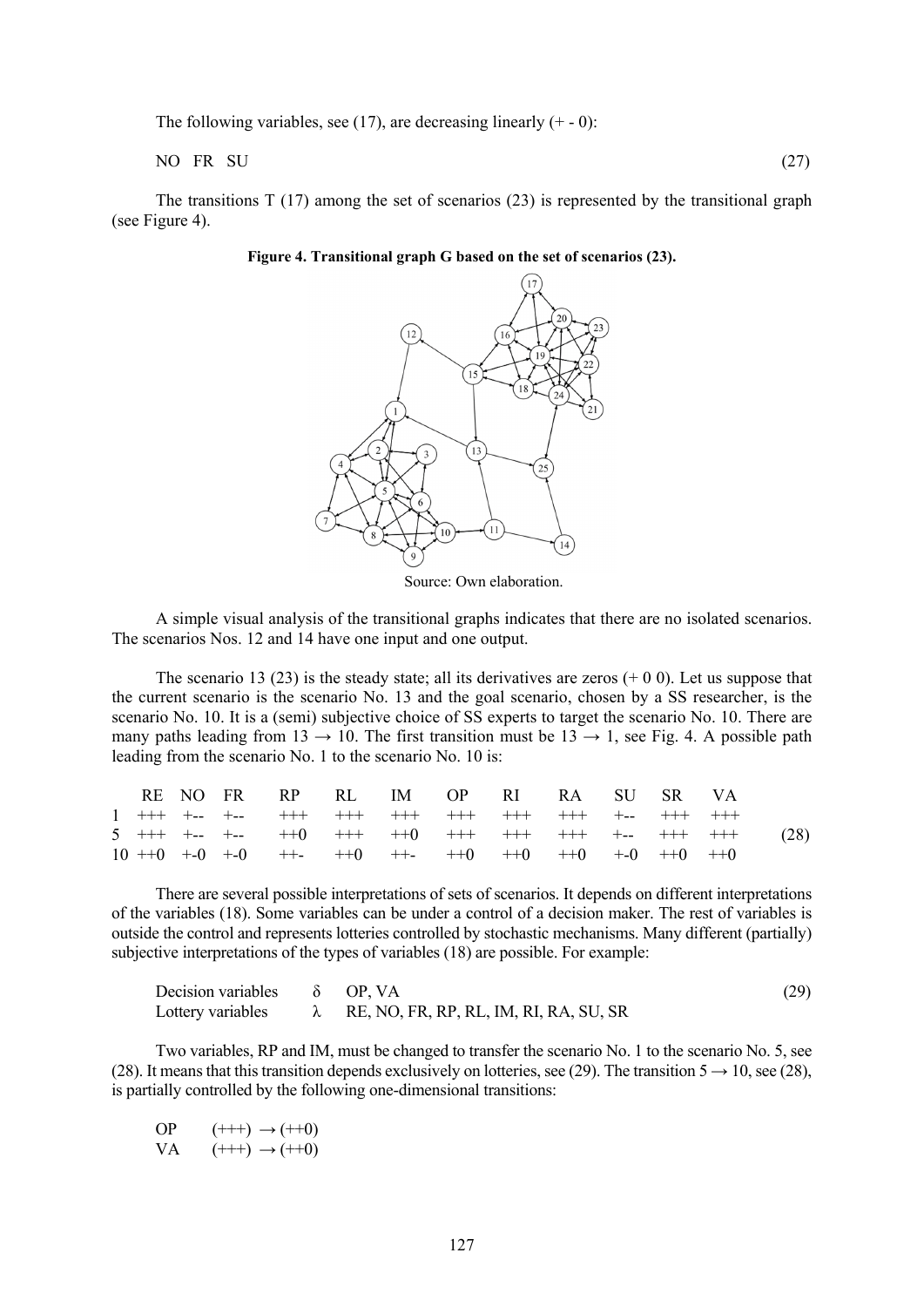The following variables, see (17), are decreasing linearly (+ - 0):

NO FR SU (27)

The transitions T (17) among the set of scenarios (23) is represented by the transitional graph (see Figure 4).

**Figure 4. Transitional graph G based on the set of scenarios (23).**

17
20
23
12
16
19
22
15
18
24
21
1
13
2
3
25
4
5
6
7
8
10
11
14
9

Source: Own elaboration.

A simple visual analysis of the transitional graphs indicates that there are no isolated scenarios. The scenarios Nos. 12 and 14 have one input and one output.

The scenario 13 (23) is the steady state; all its derivatives are zeros (+ 0 0). Let us suppose that the current scenario is the scenario No. 13 and the goal scenario, chosen by a SS researcher, is the scenario No. 10. It is a (semi) subjective choice of SS experts to target the scenario No. 10. There are many paths leading from 13 → 10. The first transition must be 13 → 1, see Fig. 4. A possible path leading from the scenario No. 1 to the scenario No. 10 is:

| | RE | NO | FR | RP | RL | IM | OP | RI | RA | SU | SR | VA |
|---|---|---|---|---|---|---|---|---|---|---|---|---|
| 1 | +++ | +-- | +-- | +++ | +++ | +++ | +++ | +++ | +++ | +-- | +++ | +++ |
| 5 | +++ | +-- | +-- | ++0 | +++ | ++0 | +++ | +++ | +++ | +-- | +++ | +++ |
| 10 | ++0 | +-0 | +-0 | ++- | ++0 | ++- | ++0 | ++0 | ++0 | +-0 | ++0 | ++0 |

(28)

There are several possible interpretations of sets of scenarios. It depends on different interpretations of the variables (18). Some variables can be under a control of a decision maker. The rest of variables is outside the control and represents lotteries controlled by stochastic mechanisms. Many different (partially) subjective interpretations of the types of variables (18) are possible. For example:

| | | |
|---|---|---|
| Decision variables | $\delta$ | OP, VA |
| Lottery variables | $\lambda$ | RE, NO, FR, RP, RL, IM, RI, RA, SU, SR |

(29)

Two variables, RP and IM, must be changed to transfer the scenario No. 1 to the scenario No. 5, see (28). It means that this transition depends exclusively on lotteries, see (29). The transition 5 → 10, see (28), is partially controlled by the following one-dimensional transitions:

OP (+++) → (++0)
VA (+++) → (++0)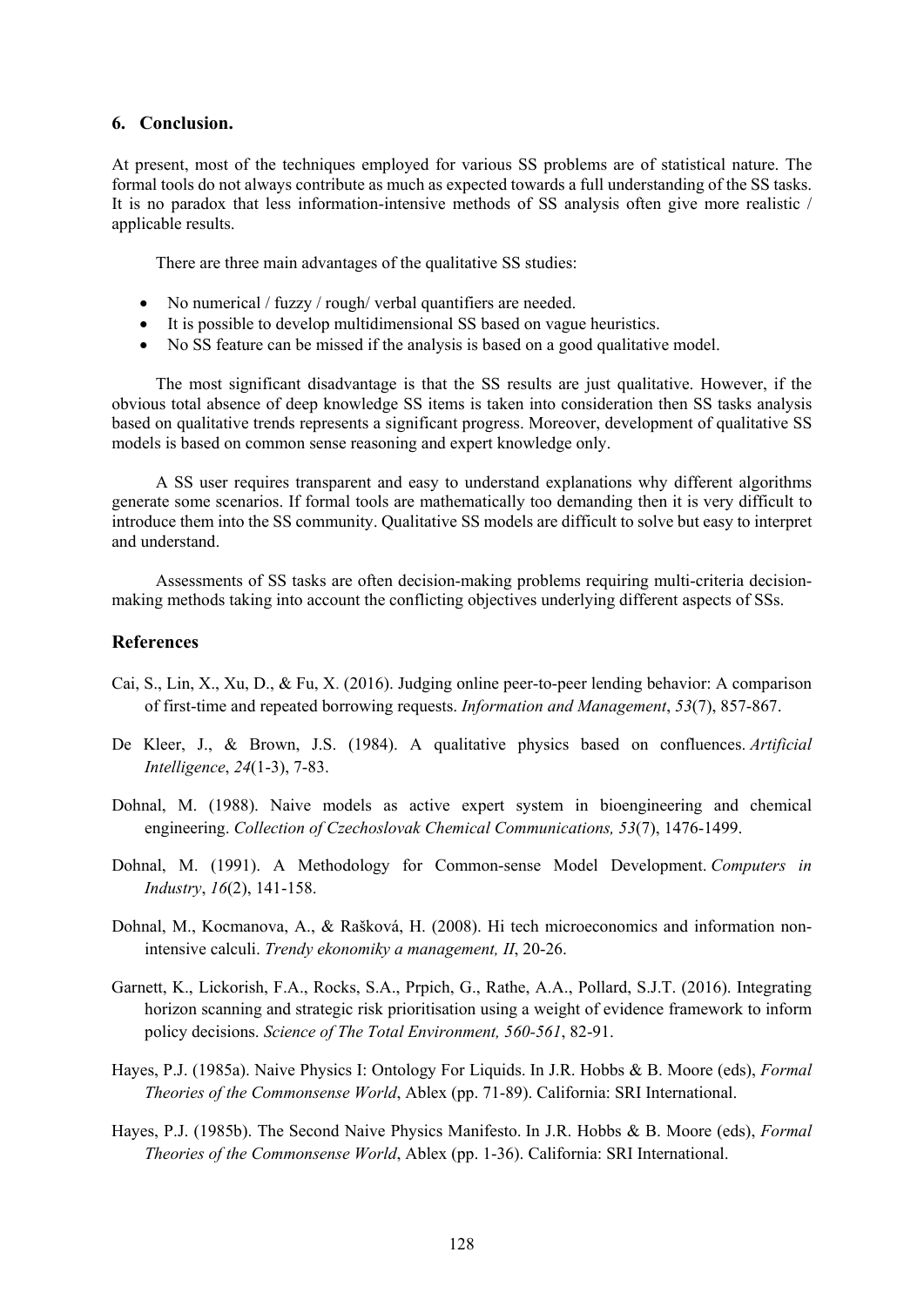## 6. Conclusion.

At present, most of the techniques employed for various SS problems are of statistical nature. The formal tools do not always contribute as much as expected towards a full understanding of the SS tasks. It is no paradox that less information-intensive methods of SS analysis often give more realistic / applicable results.

There are three main advantages of the qualitative SS studies:

- No numerical / fuzzy / rough/ verbal quantifiers are needed.
- It is possible to develop multidimensional SS based on vague heuristics.
- No SS feature can be missed if the analysis is based on a good qualitative model.

The most significant disadvantage is that the SS results are just qualitative. However, if the obvious total absence of deep knowledge SS items is taken into consideration then SS tasks analysis based on qualitative trends represents a significant progress. Moreover, development of qualitative SS models is based on common sense reasoning and expert knowledge only.

A SS user requires transparent and easy to understand explanations why different algorithms generate some scenarios. If formal tools are mathematically too demanding then it is very difficult to introduce them into the SS community. Qualitative SS models are difficult to solve but easy to interpret and understand.

Assessments of SS tasks are often decision-making problems requiring multi-criteria decision-making methods taking into account the conflicting objectives underlying different aspects of SSs.

## References

Cai, S., Lin, X., Xu, D., & Fu, X. (2016). Judging online peer-to-peer lending behavior: A comparison of first-time and repeated borrowing requests. *Information and Management*, *53*(7), 857-867.

De Kleer, J., & Brown, J.S. (1984). A qualitative physics based on confluences. *Artificial Intelligence*, *24*(1-3), 7-83.

Dohnal, M. (1988). Naive models as active expert system in bioengineering and chemical engineering. *Collection of Czechoslovak Chemical Communications, 53*(7), 1476-1499.

Dohnal, M. (1991). A Methodology for Common-sense Model Development. *Computers in Industry*, *16*(2), 141-158.

Dohnal, M., Kocmanova, A., & Rašková, H. (2008). Hi tech microeconomics and information non-intensive calculi. *Trendy ekonomiky a management, II*, 20-26.

Garnett, K., Lickorish, F.A., Rocks, S.A., Prpich, G., Rathe, A.A., Pollard, S.J.T. (2016). Integrating horizon scanning and strategic risk prioritisation using a weight of evidence framework to inform policy decisions. *Science of The Total Environment, 560-561*, 82-91.

Hayes, P.J. (1985a). Naive Physics I: Ontology For Liquids. In J.R. Hobbs & B. Moore (eds), *Formal Theories of the Commonsense World*, Ablex (pp. 71-89). California: SRI International.

Hayes, P.J. (1985b). The Second Naive Physics Manifesto. In J.R. Hobbs & B. Moore (eds), *Formal Theories of the Commonsense World*, Ablex (pp. 1-36). California: SRI International.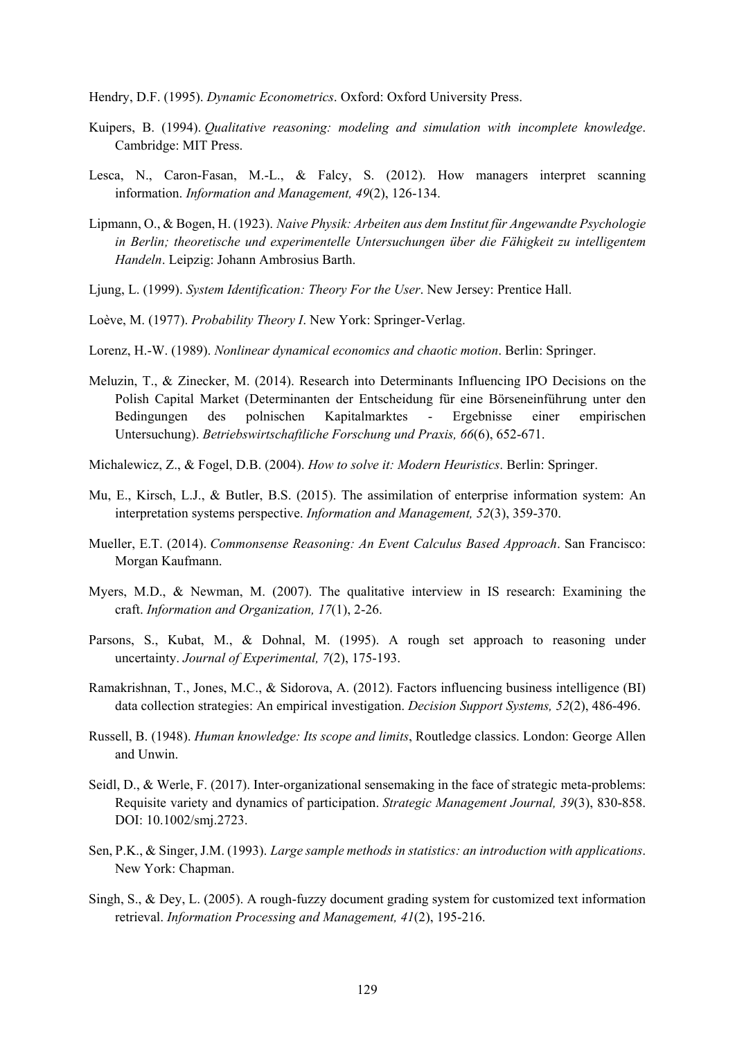Hendry, D.F. (1995). *Dynamic Econometrics*. Oxford: Oxford University Press.

Kuipers, B. (1994). *Qualitative reasoning: modeling and simulation with incomplete knowledge*. Cambridge: MIT Press.

Lesca, N., Caron-Fasan, M.-L., & Falcy, S. (2012). How managers interpret scanning information. *Information and Management, 49*(2), 126-134.

Lipmann, O., & Bogen, H. (1923). *Naive Physik: Arbeiten aus dem Institut für Angewandte Psychologie in Berlin; theoretische und experimentelle Untersuchungen über die Fähigkeit zu intelligentem Handeln*. Leipzig: Johann Ambrosius Barth.

Ljung, L. (1999). *System Identification: Theory For the User*. New Jersey: Prentice Hall.

Loève, M. (1977). *Probability Theory I*. New York: Springer-Verlag.

Lorenz, H.-W. (1989). *Nonlinear dynamical economics and chaotic motion*. Berlin: Springer.

Meluzin, T., & Zinecker, M. (2014). Research into Determinants Influencing IPO Decisions on the Polish Capital Market (Determinanten der Entscheidung für eine Börseneinführung unter den Bedingungen des polnischen Kapitalmarktes - Ergebnisse einer empirischen Untersuchung). *Betriebswirtschaftliche Forschung und Praxis, 66*(6), 652-671.

Michalewicz, Z., & Fogel, D.B. (2004). *How to solve it: Modern Heuristics*. Berlin: Springer.

Mu, E., Kirsch, L.J., & Butler, B.S. (2015). The assimilation of enterprise information system: An interpretation systems perspective. *Information and Management, 52*(3), 359-370.

Mueller, E.T. (2014). *Commonsense Reasoning: An Event Calculus Based Approach*. San Francisco: Morgan Kaufmann.

Myers, M.D., & Newman, M. (2007). The qualitative interview in IS research: Examining the craft. *Information and Organization, 17*(1), 2-26.

Parsons, S., Kubat, M., & Dohnal, M. (1995). A rough set approach to reasoning under uncertainty. *Journal of Experimental, 7*(2), 175-193.

Ramakrishnan, T., Jones, M.C., & Sidorova, A. (2012). Factors influencing business intelligence (BI) data collection strategies: An empirical investigation. *Decision Support Systems, 52*(2), 486-496.

Russell, B. (1948). *Human knowledge: Its scope and limits*, Routledge classics. London: George Allen and Unwin.

Seidl, D., & Werle, F. (2017). Inter-organizational sensemaking in the face of strategic meta-problems: Requisite variety and dynamics of participation. *Strategic Management Journal, 39*(3), 830-858. DOI: 10.1002/smj.2723.

Sen, P.K., & Singer, J.M. (1993). *Large sample methods in statistics: an introduction with applications*. New York: Chapman.

Singh, S., & Dey, L. (2005). A rough-fuzzy document grading system for customized text information retrieval. *Information Processing and Management, 41*(2), 195-216.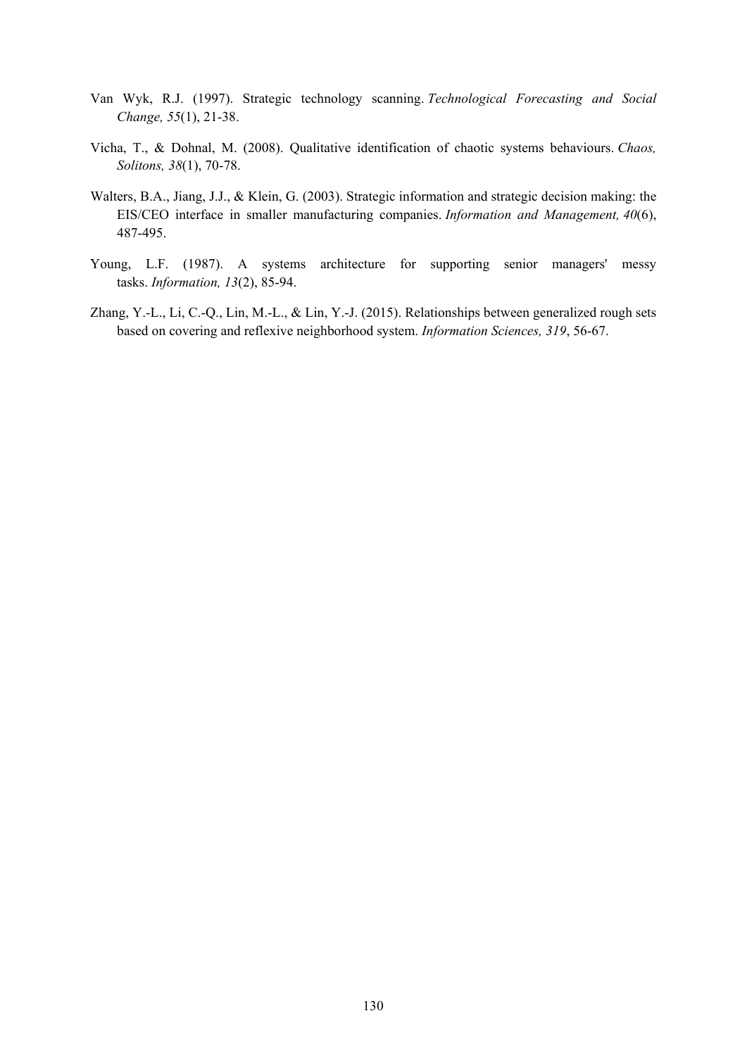Van Wyk, R.J. (1997). Strategic technology scanning. *Technological Forecasting and Social Change, 55*(1), 21-38.

Vicha, T., & Dohnal, M. (2008). Qualitative identification of chaotic systems behaviours. *Chaos, Solitons, 38*(1), 70-78.

Walters, B.A., Jiang, J.J., & Klein, G. (2003). Strategic information and strategic decision making: the EIS/CEO interface in smaller manufacturing companies. *Information and Management, 40*(6), 487-495.

Young, L.F. (1987). A systems architecture for supporting senior managers' messy tasks. *Information, 13*(2), 85-94.

Zhang, Y.-L., Li, C.-Q., Lin, M.-L., & Lin, Y.-J. (2015). Relationships between generalized rough sets based on covering and reflexive neighborhood system. *Information Sciences, 319*, 56-67.